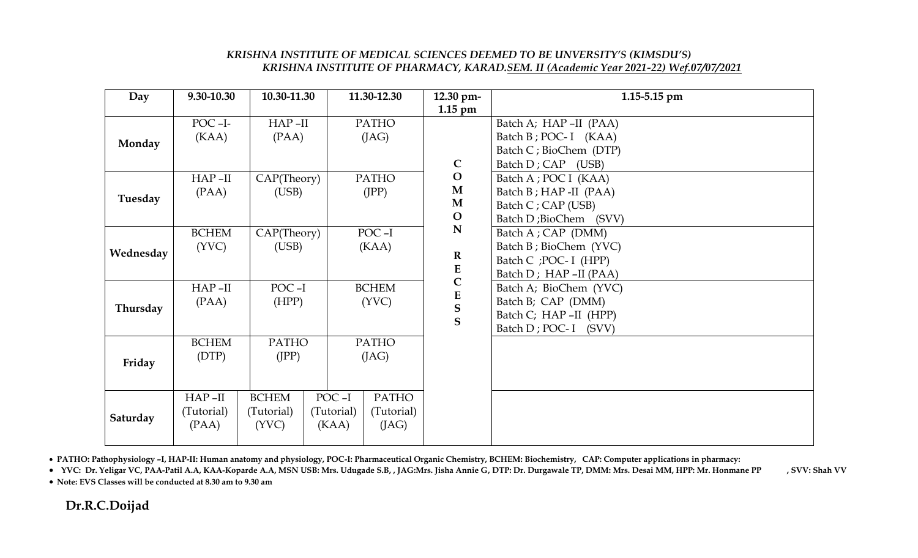***KRISHNA INSTITUTE OF MEDICAL SCIENCES DEEMED TO BE UNVERSITY'S (KIMSDU'S)***
***KRISHNA INSTITUTE OF PHARMACY, KARAD.<u>SEM. II (Academic Year 2021-22) Wef.07/07/2021</u>***

| Day | 9.30-10.30 | 10.30-11.30 | 11.30-12.30 | | 12.30 pm-1.15 pm | 1.15-5.15 pm |
|---|---|---|---|---|---|---|
| **Monday** | POC –I- (KAA) | HAP –II (PAA) | PATHO (JAG) | | COMMON RECESS | Batch A; HAP –II (PAA)<br>Batch B ; POC- I (KAA)<br>Batch C ; BioChem (DTP)<br>Batch D ; CAP (USB) |
| **Tuesday** | HAP –II (PAA) | CAP(Theory) (USB) | PATHO (JPP) | | | Batch A ; POC I (KAA)<br>Batch B ; HAP -II (PAA)<br>Batch C ; CAP (USB)<br>Batch D ;BioChem (SVV) |
| **Wednesday** | BCHEM (YVC) | CAP(Theory) (USB) | POC –I (KAA) | | | Batch A ; CAP (DMM)<br>Batch B ; BioChem (YVC)<br>Batch C ;POC- I (HPP)<br>Batch D ; HAP –II (PAA) |
| **Thursday** | HAP –II (PAA) | POC –I (HPP) | BCHEM (YVC) | | | Batch A; BioChem (YVC)<br>Batch B; CAP (DMM)<br>Batch C; HAP –II (HPP)<br>Batch D ; POC- I (SVV) |
| **Friday** | BCHEM (DTP) | PATHO (JPP) | PATHO (JAG) | | | |
| **Saturday** | HAP –II (Tutorial) (PAA) | BCHEM (Tutorial) (YVC) | POC –I (Tutorial) (KAA) | PATHO (Tutorial) (JAG) | | |

- **PATHO: Pathophysiology –I, HAP-II: Human anatomy and physiology, POC-I: Pharmaceutical Organic Chemistry, BCHEM: Biochemistry, CAP: Computer applications in pharmacy:**
- **YVC: Dr. Yeligar VC, PAA-Patil A.A, KAA-Koparde A.A, MSN USB: Mrs. Udugade S.B, , JAG:Mrs. Jisha Annie G, DTP: Dr. Durgawale TP, DMM: Mrs. Desai MM, HPP: Mr. Honmane PP , SVV: Shah VV**
- **Note: EVS Classes will be conducted at 8.30 am to 9.30 am**

**Dr.R.C.Doijad**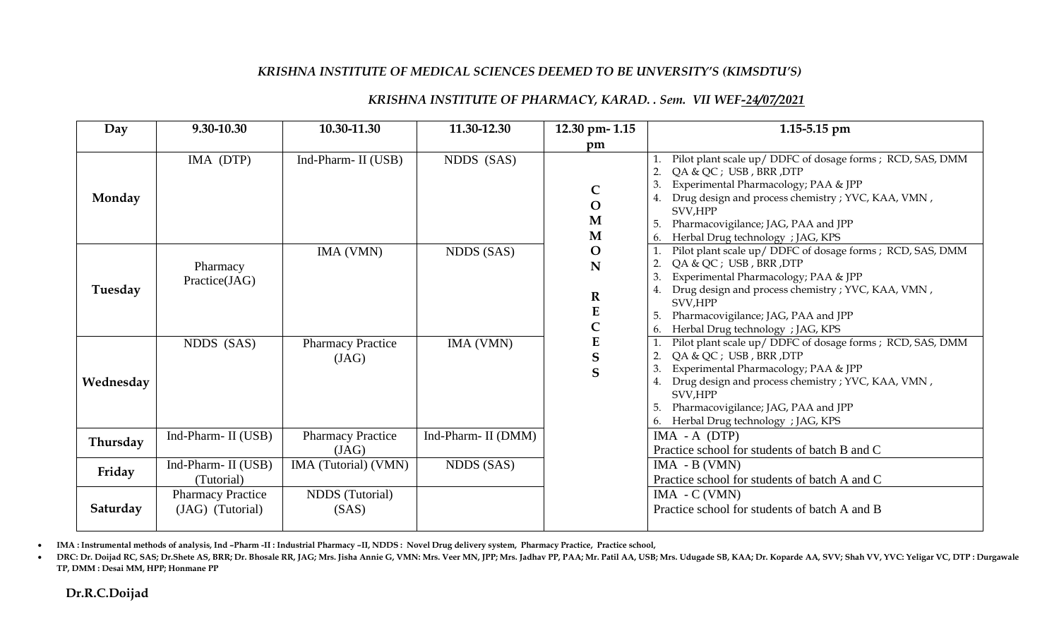*KRISHNA INSTITUTE OF MEDICAL SCIENCES DEEMED TO BE UNVERSITY'S (KIMSDTU'S)*

*KRISHNA INSTITUTE OF PHARMACY, KARAD. . Sem. VII WEF-24/07/2021*

| Day | 9.30-10.30 | 10.30-11.30 | 11.30-12.30 | 12.30 pm- 1.15 pm | 1.15-5.15 pm |
|---|---|---|---|---|---|
| **Monday** | IMA (DTP) | Ind-Pharm- II (USB) | NDDS (SAS) | COMMON RECESS | 1. Pilot plant scale up/ DDFC of dosage forms ; RCD, SAS, DMM<br>2. QA & QC ; USB , BRR ,DTP<br>3. Experimental Pharmacology; PAA & JPP<br>4. Drug design and process chemistry ; YVC, KAA, VMN , SVV,HPP<br>5. Pharmacovigilance; JAG, PAA and JPP<br>6. Herbal Drug technology ; JAG, KPS |
| **Tuesday** | Pharmacy Practice(JAG) | IMA (VMN) | NDDS (SAS) | | 1. Pilot plant scale up/ DDFC of dosage forms ; RCD, SAS, DMM<br>2. QA & QC ; USB , BRR ,DTP<br>3. Experimental Pharmacology; PAA & JPP<br>4. Drug design and process chemistry ; YVC, KAA, VMN , SVV,HPP<br>5. Pharmacovigilance; JAG, PAA and JPP<br>6. Herbal Drug technology ; JAG, KPS |
| **Wednesday** | NDDS (SAS) | Pharmacy Practice (JAG) | IMA (VMN) | | 1. Pilot plant scale up/ DDFC of dosage forms ; RCD, SAS, DMM<br>2. QA & QC ; USB , BRR ,DTP<br>3. Experimental Pharmacology; PAA & JPP<br>4. Drug design and process chemistry ; YVC, KAA, VMN , SVV,HPP<br>5. Pharmacovigilance; JAG, PAA and JPP<br>6. Herbal Drug technology ; JAG, KPS |
| **Thursday** | Ind-Pharm- II (USB) | Pharmacy Practice (JAG) | Ind-Pharm- II (DMM) | | IMA - A (DTP)<br>Practice school for students of batch B and C |
| **Friday** | Ind-Pharm- II (USB) (Tutorial) | IMA (Tutorial) (VMN) | NDDS (SAS) | | IMA - B (VMN)<br>Practice school for students of batch A and C |
| **Saturday** | Pharmacy Practice (JAG) (Tutorial) | NDDS (Tutorial) (SAS) | | | IMA - C (VMN)<br>Practice school for students of batch A and B |

- **IMA : Instrumental methods of analysis, Ind –Pharm -II : Industrial Pharmacy –II, NDDS : Novel Drug delivery system, Pharmacy Practice, Practice school,**
- **DRC: Dr. Doijad RC, SAS; Dr.Shete AS, BRR; Dr. Bhosale RR, JAG; Mrs. Jisha Annie G, VMN: Mrs. Veer MN, JPP; Mrs. Jadhav PP, PAA; Mr. Patil AA, USB; Mrs. Udugade SB, KAA; Dr. Koparde AA, SVV; Shah VV, YVC: Yeligar VC, DTP : Durgawale TP, DMM : Desai MM, HPP; Honmane PP**

**Dr.R.C.Doijad**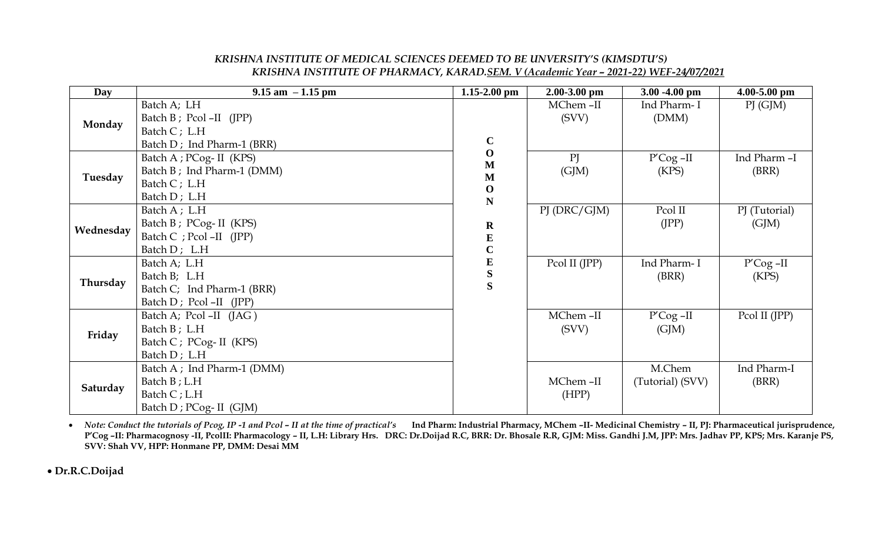*KRISHNA INSTITUTE OF MEDICAL SCIENCES DEEMED TO BE UNVERSITY'S (KIMSDTU'S)*

*KRISHNA INSTITUTE OF PHARMACY, KARAD.SEM. V (Academic Year – 2021-22) WEF-24/07/2021*

| Day | 9.15 am – 1.15 pm | 1.15-2.00 pm | 2.00-3.00 pm | 3.00 -4.00 pm | 4.00-5.00 pm |
|---|---|---|---|---|---|
| **Monday** | Batch A; LH<br>Batch B ; Pcol –II (JPP)<br>Batch C ; L.H<br>Batch D ; Ind Pharm-1 (BRR) | **COMMON RECESS** | MChem –II (SVV) | Ind Pharm- I (DMM) | PJ (GJM) |
| **Tuesday** | Batch A ; PCog- II (KPS)<br>Batch B ; Ind Pharm-1 (DMM)<br>Batch C ; L.H<br>Batch D ; L.H | | PJ (GJM) | P'Cog –II (KPS) | Ind Pharm –I (BRR) |
| **Wednesday** | Batch A ; L.H<br>Batch B ; PCog- II (KPS)<br>Batch C ; Pcol –II (JPP)<br>Batch D ; L.H | | PJ (DRC/GJM) | Pcol II (JPP) | PJ (Tutorial) (GJM) |
| **Thursday** | Batch A; L.H<br>Batch B; L.H<br>Batch C; Ind Pharm-1 (BRR)<br>Batch D ; Pcol –II (JPP) | | Pcol II (JPP) | Ind Pharm- I (BRR) | P'Cog –II (KPS) |
| **Friday** | Batch A; Pcol –II (JAG )<br>Batch B ; L.H<br>Batch C ; PCog- II (KPS)<br>Batch D ; L.H | | MChem –II (SVV) | P'Cog –II (GJM) | Pcol II (JPP) |
| **Saturday** | Batch A ; Ind Pharm-1 (DMM)<br>Batch B ; L.H<br>Batch C ; L.H<br>Batch D ; PCog- II (GJM) | | MChem –II (HPP) | M.Chem (Tutorial) (SVV) | Ind Pharm-I (BRR) |

- *Note: Conduct the tutorials of Pcog, IP -1 and Pcol – II at the time of practical's* **Ind Pharm: Industrial Pharmacy, MChem –II- Medicinal Chemistry – II, PJ: Pharmaceutical jurisprudence, P'Cog –II: Pharmacognosy -II, PcolII: Pharmacology – II, L.H: Library Hrs. DRC: Dr.Doijad R.C, BRR: Dr. Bhosale R.R, GJM: Miss. Gandhi J.M, JPP: Mrs. Jadhav PP, KPS; Mrs. Karanje PS, SVV: Shah VV, HPP: Honmane PP, DMM: Desai MM**

- **Dr.R.C.Doijad**